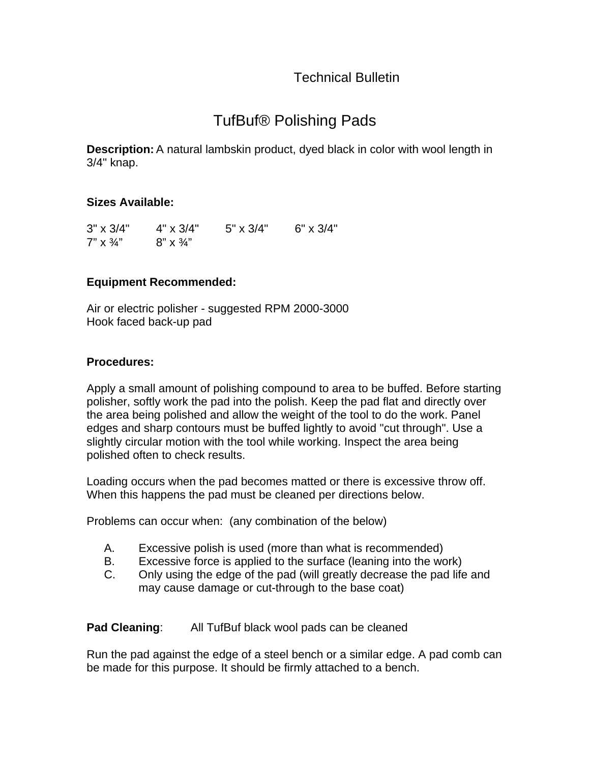Technical Bulletin

# TufBuf® Polishing Pads

**Description:** A natural lambskin product, dyed black in color with wool length in 3/4" knap.

**Sizes Available:**

| | | | |
|---|---|---|---|
| 3" x 3/4" | 4" x 3/4" | 5" x 3/4" | 6" x 3/4" |
| 7" x ¾" | 8" x ¾" | | |

**Equipment Recommended:**

Air or electric polisher - suggested RPM 2000-3000
Hook faced back-up pad

**Procedures:**

Apply a small amount of polishing compound to area to be buffed. Before starting polisher, softly work the pad into the polish. Keep the pad flat and directly over the area being polished and allow the weight of the tool to do the work. Panel edges and sharp contours must be buffed lightly to avoid "cut through". Use a slightly circular motion with the tool while working. Inspect the area being polished often to check results.

Loading occurs when the pad becomes matted or there is excessive throw off. When this happens the pad must be cleaned per directions below.

Problems can occur when: (any combination of the below)

A. Excessive polish is used (more than what is recommended)
B. Excessive force is applied to the surface (leaning into the work)
C. Only using the edge of the pad (will greatly decrease the pad life and may cause damage or cut-through to the base coat)

**Pad Cleaning**: All TufBuf black wool pads can be cleaned

Run the pad against the edge of a steel bench or a similar edge. A pad comb can be made for this purpose. It should be firmly attached to a bench.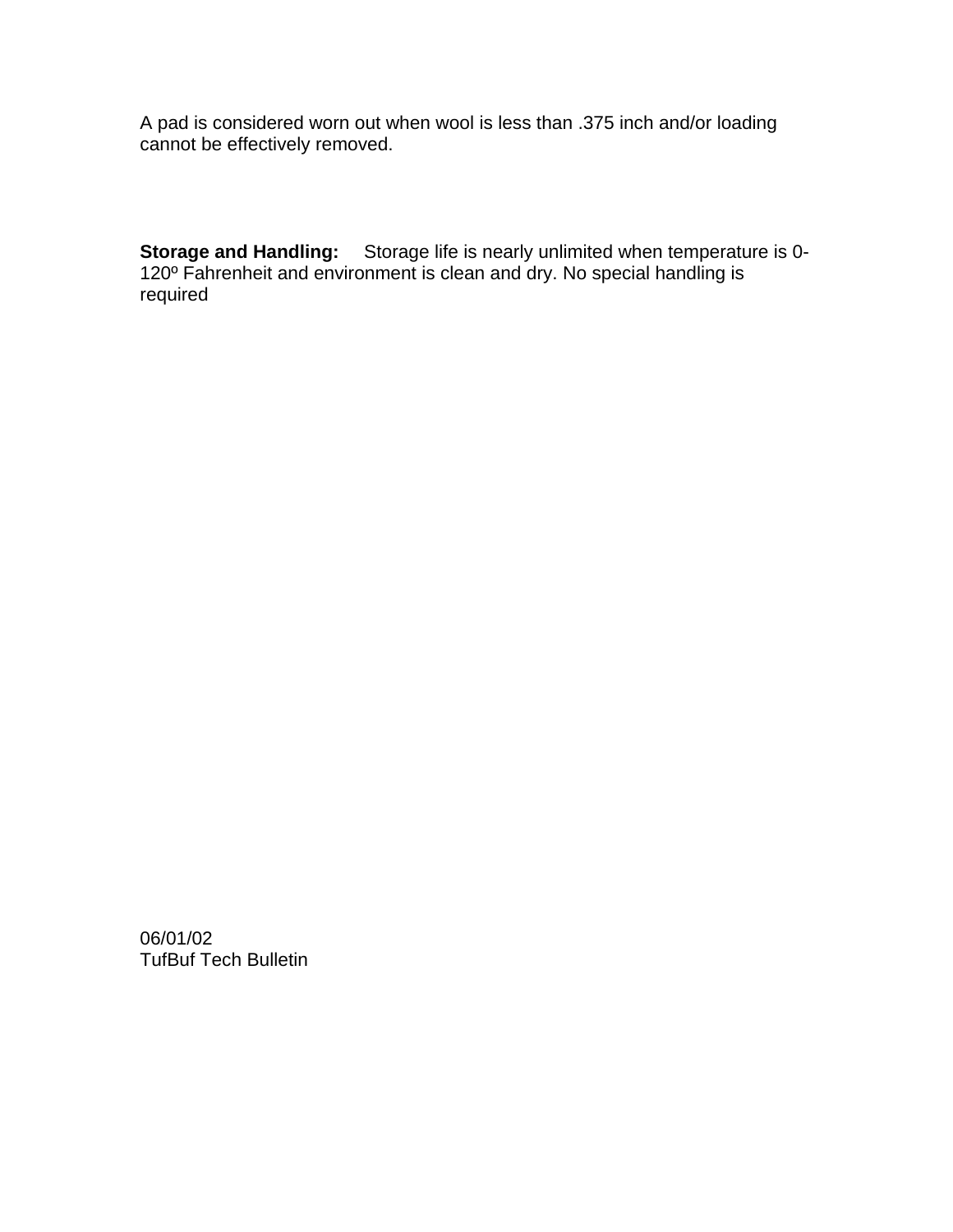A pad is considered worn out when wool is less than .375 inch and/or loading cannot be effectively removed.

**Storage and Handling:** Storage life is nearly unlimited when temperature is 0-120º Fahrenheit and environment is clean and dry. No special handling is required

06/01/02
TufBuf Tech Bulletin